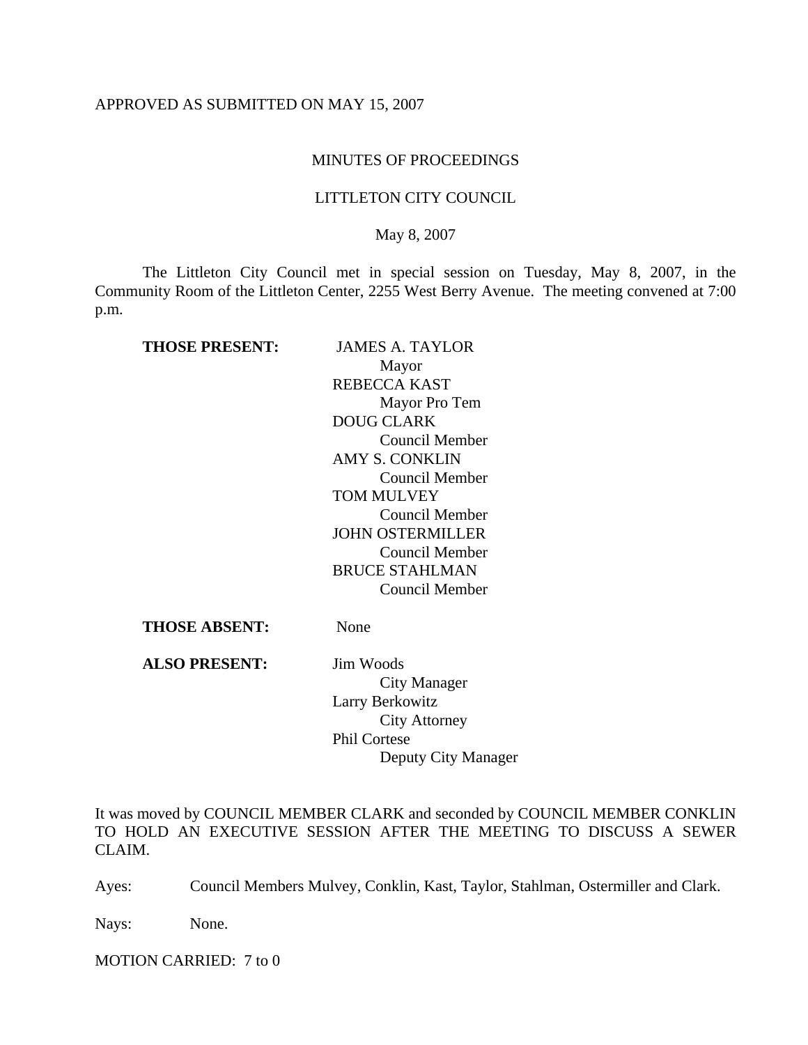APPROVED AS SUBMITTED ON MAY 15, 2007

# MINUTES OF PROCEEDINGS

## LITTLETON CITY COUNCIL

May 8, 2007

The Littleton City Council met in special session on Tuesday, May 8, 2007, in the Community Room of the Littleton Center, 2255 West Berry Avenue. The meeting convened at 7:00 p.m.

**THOSE PRESENT:**

JAMES A. TAYLOR
Mayor
REBECCA KAST
Mayor Pro Tem
DOUG CLARK
Council Member
AMY S. CONKLIN
Council Member
TOM MULVEY
Council Member
JOHN OSTERMILLER
Council Member
BRUCE STAHLMAN
Council Member

**THOSE ABSENT:** None

**ALSO PRESENT:**

Jim Woods
City Manager
Larry Berkowitz
City Attorney
Phil Cortese
Deputy City Manager

It was moved by COUNCIL MEMBER CLARK and seconded by COUNCIL MEMBER CONKLIN TO HOLD AN EXECUTIVE SESSION AFTER THE MEETING TO DISCUSS A SEWER CLAIM.

Ayes: Council Members Mulvey, Conklin, Kast, Taylor, Stahlman, Ostermiller and Clark.

Nays: None.

MOTION CARRIED: 7 to 0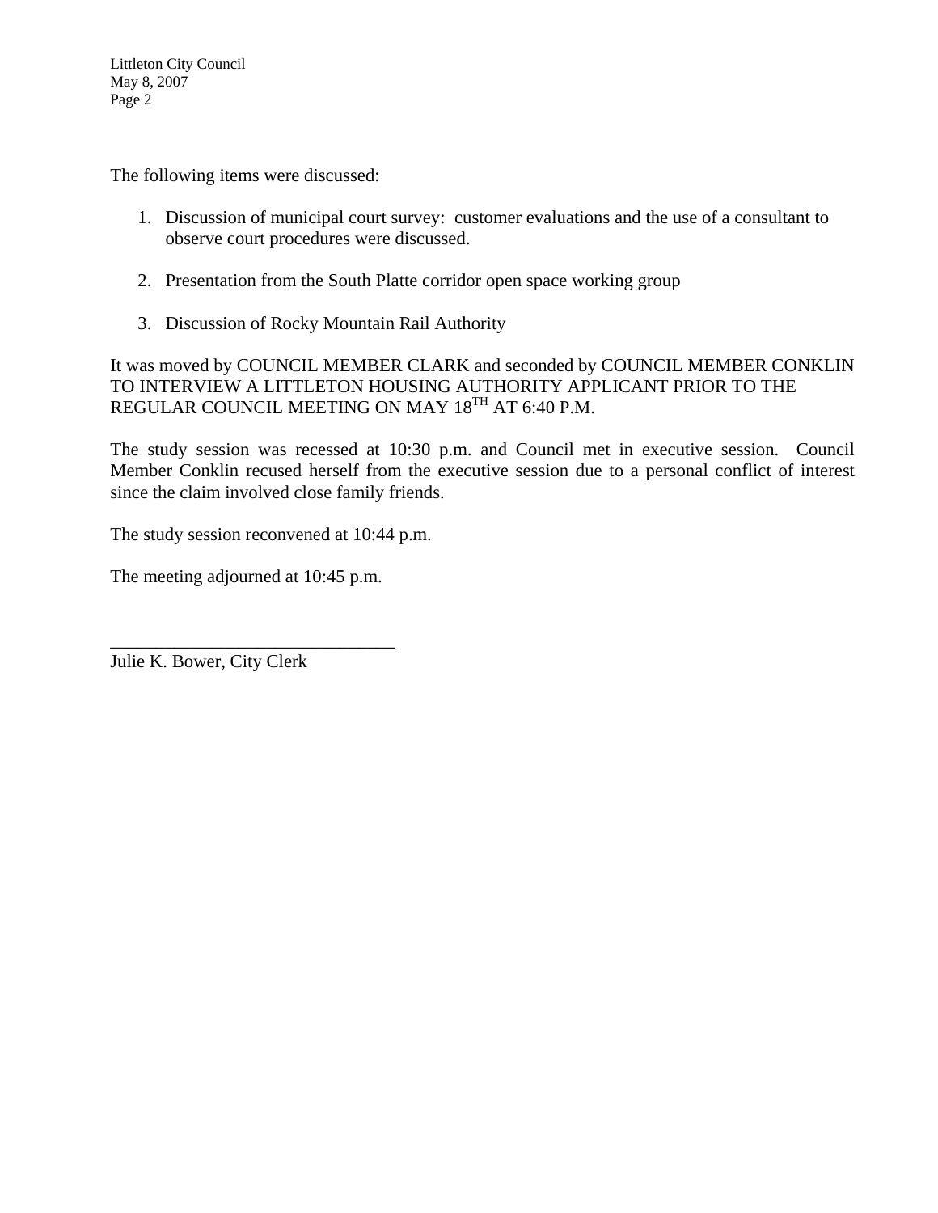The following items were discussed:

1. Discussion of municipal court survey:  customer evaluations and the use of a consultant to observe court procedures were discussed.

2. Presentation from the South Platte corridor open space working group

3. Discussion of Rocky Mountain Rail Authority

It was moved by COUNCIL MEMBER CLARK and seconded by COUNCIL MEMBER CONKLIN TO INTERVIEW A LITTLETON HOUSING AUTHORITY APPLICANT PRIOR TO THE REGULAR COUNCIL MEETING ON MAY 18TH AT 6:40 P.M.

The study session was recessed at 10:30 p.m. and Council met in executive session.  Council Member Conklin recused herself from the executive session due to a personal conflict of interest since the claim involved close family friends.

The study session reconvened at 10:44 p.m.

The meeting adjourned at 10:45 p.m.

_______________________________
Julie K. Bower, City Clerk